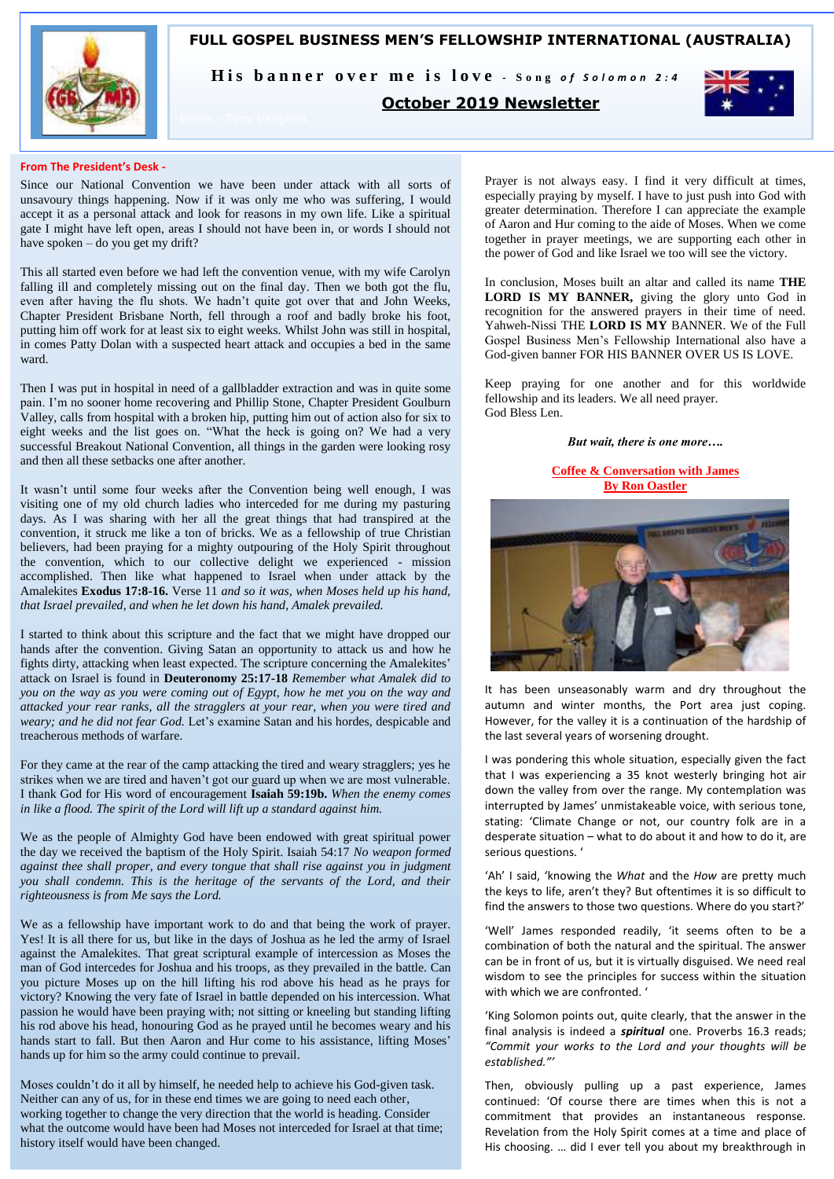# FULL GOSPEL BUSINESS MEN'S FELLOWSHIP INTERNATIONAL (AUSTRALIA)

**His banner over me is love** - *Song of Solomon 2:4*

## October 2019 Newsletter

Editor - Tony Vaughan

### From The President's Desk -

Since our National Convention we have been under attack with all sorts of unsavoury things happening. Now if it was only me who was suffering, I would accept it as a personal attack and look for reasons in my own life. Like a spiritual gate I might have left open, areas I should not have been in, or words I should not have spoken – do you get my drift?

This all started even before we had left the convention venue, with my wife Carolyn falling ill and completely missing out on the final day. Then we both got the flu, even after having the flu shots. We hadn't quite got over that and John Weeks, Chapter President Brisbane North, fell through a roof and badly broke his foot, putting him off work for at least six to eight weeks. Whilst John was still in hospital, in comes Patty Dolan with a suspected heart attack and occupies a bed in the same ward.

Then I was put in hospital in need of a gallbladder extraction and was in quite some pain. I'm no sooner home recovering and Phillip Stone, Chapter President Goulburn Valley, calls from hospital with a broken hip, putting him out of action also for six to eight weeks and the list goes on. "What the heck is going on? We had a very successful Breakout National Convention, all things in the garden were looking rosy and then all these setbacks one after another.

It wasn't until some four weeks after the Convention being well enough, I was visiting one of my old church ladies who interceded for me during my pasturing days. As I was sharing with her all the great things that had transpired at the convention, it struck me like a ton of bricks. We as a fellowship of true Christian believers, had been praying for a mighty outpouring of the Holy Spirit throughout the convention, which to our collective delight we experienced - mission accomplished. Then like what happened to Israel when under attack by the Amalekites **Exodus 17:8-16.** Verse 11 *and so it was, when Moses held up his hand, that Israel prevailed, and when he let down his hand, Amalek prevailed.*

I started to think about this scripture and the fact that we might have dropped our hands after the convention. Giving Satan an opportunity to attack us and how he fights dirty, attacking when least expected. The scripture concerning the Amalekites' attack on Israel is found in **Deuteronomy 25:17-18** *Remember what Amalek did to you on the way as you were coming out of Egypt, how he met you on the way and attacked your rear ranks, all the stragglers at your rear, when you were tired and weary; and he did not fear God.* Let's examine Satan and his hordes, despicable and treacherous methods of warfare.

For they came at the rear of the camp attacking the tired and weary stragglers; yes he strikes when we are tired and haven't got our guard up when we are most vulnerable. I thank God for His word of encouragement **Isaiah 59:19b.** *When the enemy comes in like a flood. The spirit of the Lord will lift up a standard against him.*

We as the people of Almighty God have been endowed with great spiritual power the day we received the baptism of the Holy Spirit. Isaiah 54:17 *No weapon formed against thee shall proper, and every tongue that shall rise against you in judgment you shall condemn. This is the heritage of the servants of the Lord, and their righteousness is from Me says the Lord.*

We as a fellowship have important work to do and that being the work of prayer. Yes! It is all there for us, but like in the days of Joshua as he led the army of Israel against the Amalekites. That great scriptural example of intercession as Moses the man of God intercedes for Joshua and his troops, as they prevailed in the battle. Can you picture Moses up on the hill lifting his rod above his head as he prays for victory? Knowing the very fate of Israel in battle depended on his intercession. What passion he would have been praying with; not sitting or kneeling but standing lifting his rod above his head, honouring God as he prayed until he becomes weary and his hands start to fall. But then Aaron and Hur come to his assistance, lifting Moses' hands up for him so the army could continue to prevail.

Moses couldn't do it all by himself, he needed help to achieve his God-given task. Neither can any of us, for in these end times we are going to need each other, working together to change the very direction that the world is heading. Consider what the outcome would have been had Moses not interceded for Israel at that time; history itself would have been changed.

Prayer is not always easy. I find it very difficult at times, especially praying by myself. I have to just push into God with greater determination. Therefore I can appreciate the example of Aaron and Hur coming to the aide of Moses. When we come together in prayer meetings, we are supporting each other in the power of God and like Israel we too will see the victory.

In conclusion, Moses built an altar and called its name **THE LORD IS MY BANNER,** giving the glory unto God in recognition for the answered prayers in their time of need. Yahweh-Nissi THE **LORD IS MY** BANNER. We of the Full Gospel Business Men's Fellowship International also have a God-given banner FOR HIS BANNER OVER US IS LOVE.

Keep praying for one another and for this worldwide fellowship and its leaders. We all need prayer.
God Bless Len.

***But wait, there is one more….***

### Coffee & Conversation with James
### By Ron Oastler

It has been unseasonably warm and dry throughout the autumn and winter months, the Port area just coping. However, for the valley it is a continuation of the hardship of the last several years of worsening drought.

I was pondering this whole situation, especially given the fact that I was experiencing a 35 knot westerly bringing hot air down the valley from over the range. My contemplation was interrupted by James' unmistakeable voice, with serious tone, stating: 'Climate Change or not, our country folk are in a desperate situation – what to do about it and how to do it, are serious questions. '

'Ah' I said, 'knowing the *What* and the *How* are pretty much the keys to life, aren't they? But oftentimes it is so difficult to find the answers to those two questions. Where do you start?'

'Well' James responded readily, 'it seems often to be a combination of both the natural and the spiritual. The answer can be in front of us, but it is virtually disguised. We need real wisdom to see the principles for success within the situation with which we are confronted. '

'King Solomon points out, quite clearly, that the answer in the final analysis is indeed a ***spiritual*** one. Proverbs 16.3 reads; *"Commit your works to the Lord and your thoughts will be established."'*

Then, obviously pulling up a past experience, James continued: 'Of course there are times when this is not a commitment that provides an instantaneous response. Revelation from the Holy Spirit comes at a time and place of His choosing. … did I ever tell you about my breakthrough in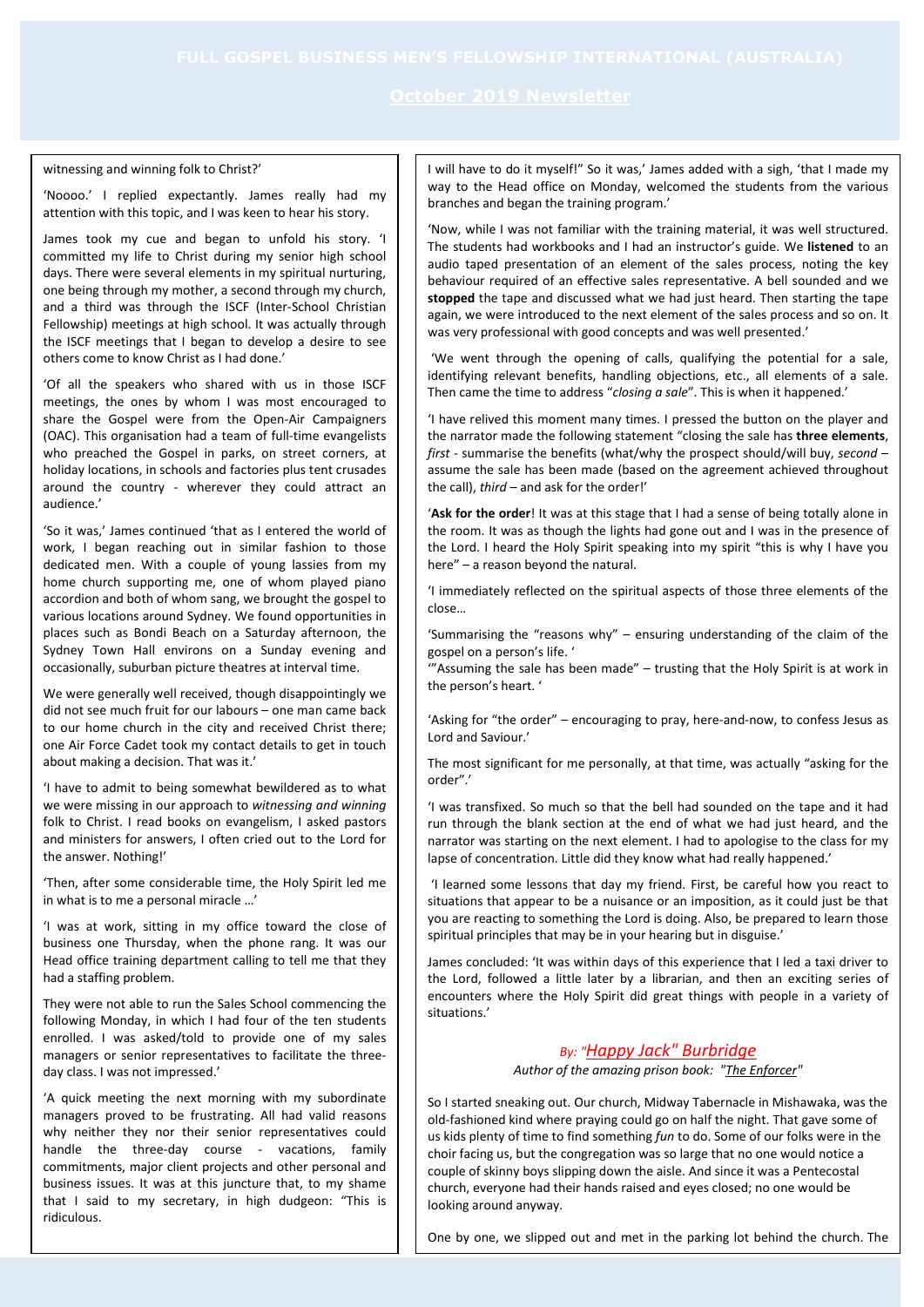witnessing and winning folk to Christ?'

'Noooo.' I replied expectantly. James really had my attention with this topic, and I was keen to hear his story.

James took my cue and began to unfold his story. 'I committed my life to Christ during my senior high school days. There were several elements in my spiritual nurturing, one being through my mother, a second through my church, and a third was through the ISCF (Inter-School Christian Fellowship) meetings at high school. It was actually through the ISCF meetings that I began to develop a desire to see others come to know Christ as I had done.'

'Of all the speakers who shared with us in those ISCF meetings, the ones by whom I was most encouraged to share the Gospel were from the Open-Air Campaigners (OAC). This organisation had a team of full-time evangelists who preached the Gospel in parks, on street corners, at holiday locations, in schools and factories plus tent crusades around the country - wherever they could attract an audience.'

'So it was,' James continued 'that as I entered the world of work, I began reaching out in similar fashion to those dedicated men. With a couple of young lassies from my home church supporting me, one of whom played piano accordion and both of whom sang, we brought the gospel to various locations around Sydney. We found opportunities in places such as Bondi Beach on a Saturday afternoon, the Sydney Town Hall environs on a Sunday evening and occasionally, suburban picture theatres at interval time.

We were generally well received, though disappointingly we did not see much fruit for our labours – one man came back to our home church in the city and received Christ there; one Air Force Cadet took my contact details to get in touch about making a decision. That was it.'

'I have to admit to being somewhat bewildered as to what we were missing in our approach to *witnessing and winning* folk to Christ. I read books on evangelism, I asked pastors and ministers for answers, I often cried out to the Lord for the answer. Nothing!'

'Then, after some considerable time, the Holy Spirit led me in what is to me a personal miracle …'

'I was at work, sitting in my office toward the close of business one Thursday, when the phone rang. It was our Head office training department calling to tell me that they had a staffing problem.

They were not able to run the Sales School commencing the following Monday, in which I had four of the ten students enrolled. I was asked/told to provide one of my sales managers or senior representatives to facilitate the three-day class. I was not impressed.'

'A quick meeting the next morning with my subordinate managers proved to be frustrating. All had valid reasons why neither they nor their senior representatives could handle the three-day course - vacations, family commitments, major client projects and other personal and business issues. It was at this juncture that, to my shame that I said to my secretary, in high dudgeon: "This is ridiculous.

I will have to do it myself!" So it was,' James added with a sigh, 'that I made my way to the Head office on Monday, welcomed the students from the various branches and began the training program.'

'Now, while I was not familiar with the training material, it was well structured. The students had workbooks and I had an instructor's guide. We **listened** to an audio taped presentation of an element of the sales process, noting the key behaviour required of an effective sales representative. A bell sounded and we **stopped** the tape and discussed what we had just heard. Then starting the tape again, we were introduced to the next element of the sales process and so on. It was very professional with good concepts and was well presented.'

'We went through the opening of calls, qualifying the potential for a sale, identifying relevant benefits, handling objections, etc., all elements of a sale. Then came the time to address "*closing a sale*". This is when it happened.'

'I have relived this moment many times. I pressed the button on the player and the narrator made the following statement "closing the sale has **three elements**, *first* - summarise the benefits (what/why the prospect should/will buy, *second* – assume the sale has been made (based on the agreement achieved throughout the call), *third* – and ask for the order!'

'**Ask for the order**! It was at this stage that I had a sense of being totally alone in the room. It was as though the lights had gone out and I was in the presence of the Lord. I heard the Holy Spirit speaking into my spirit "this is why I have you here" – a reason beyond the natural.

'I immediately reflected on the spiritual aspects of those three elements of the close…

'Summarising the "reasons why" – ensuring understanding of the claim of the gospel on a person's life. '

'"Assuming the sale has been made" – trusting that the Holy Spirit is at work in the person's heart. '

'Asking for "the order" – encouraging to pray, here-and-now, to confess Jesus as Lord and Saviour.'

The most significant for me personally, at that time, was actually "asking for the order".'

'I was transfixed. So much so that the bell had sounded on the tape and it had run through the blank section at the end of what we had just heard, and the narrator was starting on the next element. I had to apologise to the class for my lapse of concentration. Little did they know what had really happened.'

'I learned some lessons that day my friend. First, be careful how you react to situations that appear to be a nuisance or an imposition, as it could just be that you are reacting to something the Lord is doing. Also, be prepared to learn those spiritual principles that may be in your hearing but in disguise.'

James concluded: 'It was within days of this experience that I led a taxi driver to the Lord, followed a little later by a librarian, and then an exciting series of encounters where the Holy Spirit did great things with people in a variety of situations.'

## *By: "Happy Jack" Burbridge*

*Author of the amazing prison book: "The Enforcer"*

So I started sneaking out. Our church, Midway Tabernacle in Mishawaka, was the old-fashioned kind where praying could go on half the night. That gave some of us kids plenty of time to find something *fun* to do. Some of our folks were in the choir facing us, but the congregation was so large that no one would notice a couple of skinny boys slipping down the aisle. And since it was a Pentecostal church, everyone had their hands raised and eyes closed; no one would be looking around anyway.

One by one, we slipped out and met in the parking lot behind the church. The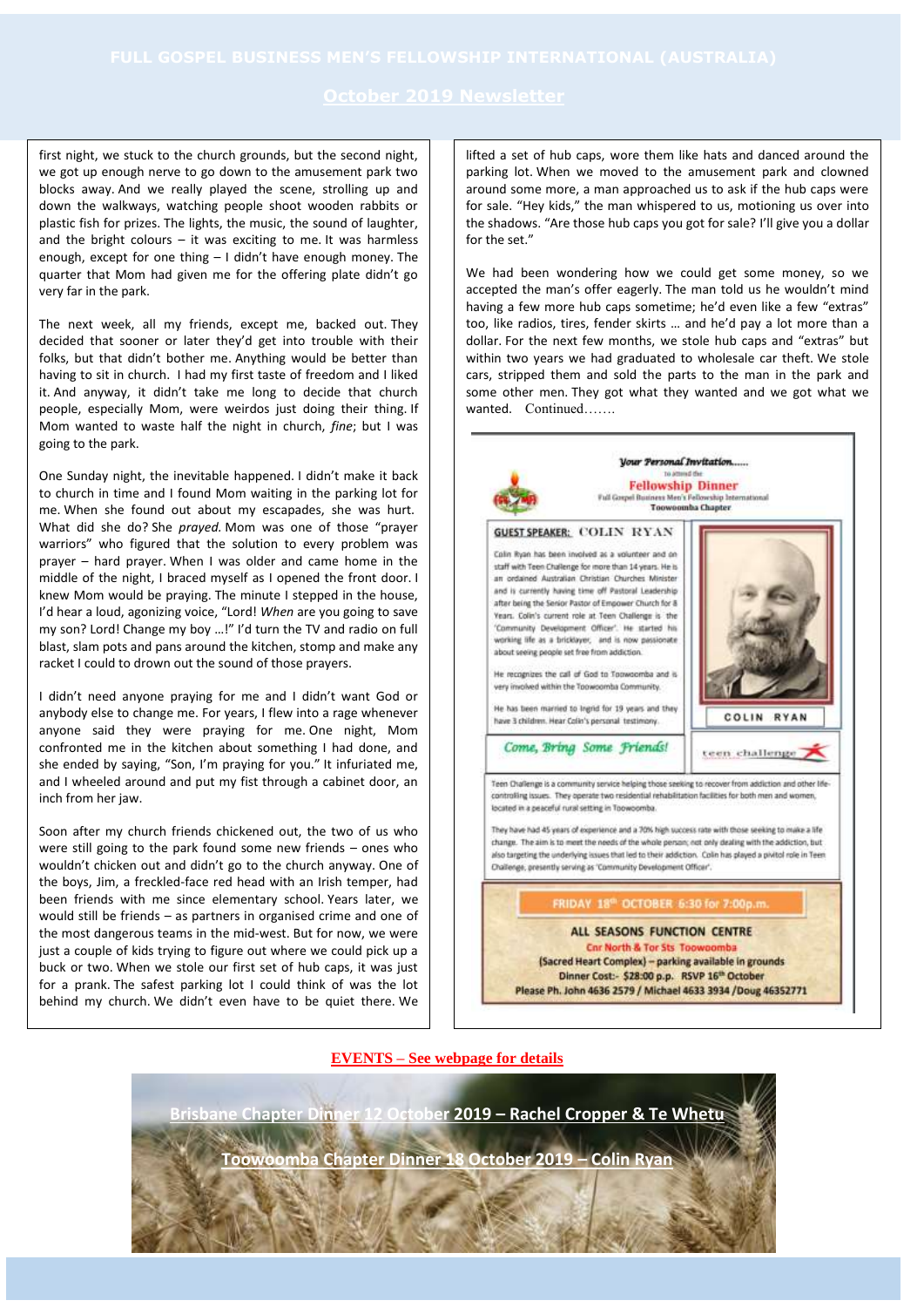first night, we stuck to the church grounds, but the second night, we got up enough nerve to go down to the amusement park two blocks away. And we really played the scene, strolling up and down the walkways, watching people shoot wooden rabbits or plastic fish for prizes. The lights, the music, the sound of laughter, and the bright colours – it was exciting to me. It was harmless enough, except for one thing – I didn't have enough money. The quarter that Mom had given me for the offering plate didn't go very far in the park.

The next week, all my friends, except me, backed out. They decided that sooner or later they'd get into trouble with their folks, but that didn't bother me. Anything would be better than having to sit in church. I had my first taste of freedom and I liked it. And anyway, it didn't take me long to decide that church people, especially Mom, were weirdos just doing their thing. If Mom wanted to waste half the night in church, *fine*; but I was going to the park.

One Sunday night, the inevitable happened. I didn't make it back to church in time and I found Mom waiting in the parking lot for me. When she found out about my escapades, she was hurt. What did she do? She *prayed.* Mom was one of those "prayer warriors" who figured that the solution to every problem was prayer – hard prayer. When I was older and came home in the middle of the night, I braced myself as I opened the front door. I knew Mom would be praying. The minute I stepped in the house, I'd hear a loud, agonizing voice, "Lord! *When* are you going to save my son? Lord! Change my boy …!" I'd turn the TV and radio on full blast, slam pots and pans around the kitchen, stomp and make any racket I could to drown out the sound of those prayers.

I didn't need anyone praying for me and I didn't want God or anybody else to change me. For years, I flew into a rage whenever anyone said they were praying for me. One night, Mom confronted me in the kitchen about something I had done, and she ended by saying, "Son, I'm praying for you." It infuriated me, and I wheeled around and put my fist through a cabinet door, an inch from her jaw.

Soon after my church friends chickened out, the two of us who were still going to the park found some new friends – ones who wouldn't chicken out and didn't go to the church anyway. One of the boys, Jim, a freckled-face red head with an Irish temper, had been friends with me since elementary school. Years later, we would still be friends – as partners in organised crime and one of the most dangerous teams in the mid-west. But for now, we were just a couple of kids trying to figure out where we could pick up a buck or two. When we stole our first set of hub caps, it was just for a prank. The safest parking lot I could think of was the lot behind my church. We didn't even have to be quiet there. We lifted a set of hub caps, wore them like hats and danced around the parking lot. When we moved to the amusement park and clowned around some more, a man approached us to ask if the hub caps were for sale. "Hey kids," the man whispered to us, motioning us over into the shadows. "Are those hub caps you got for sale? I'll give you a dollar for the set."

We had been wondering how we could get some money, so we accepted the man's offer eagerly. The man told us he wouldn't mind having a few more hub caps sometime; he'd even like a few "extras" too, like radios, tires, fender skirts … and he'd pay a lot more than a dollar. For the next few months, we stole hub caps and "extras" but within two years we had graduated to wholesale car theft. We stole cars, stripped them and sold the parts to the man in the park and some other men. They got what they wanted and we got what we wanted. Continued…….

*Your Personal Invitation……*

to attend the

**Fellowship Dinner**

Full Gospel Business Men's Fellowship International
**Toowoomba Chapter**

**GUEST SPEAKER: COLIN RYAN**

Colin Ryan has been involved as a volunteer and on staff with Teen Challenge for more than 14 years. He is an ordained Australian Christian Churches Minister and is currently having time off Pastoral Leadership after being the Senior Pastor of Empower Church for 8 Years. Colin's current role at Teen Challenge is the 'Community Development Officer'. He started his working life as a bricklayer, and is now passionate about seeing people set free from addiction.

He recognizes the call of God to Toowoomba and is very involved within the Toowoomba Community.

He has been married to Ingrid for 19 years and they have 3 children. Hear Colin's personal testimony.

COLIN RYAN

*Come, Bring Some Friends!*

teen challenge

Teen Challenge is a community service helping those seeking to recover from addiction and other life-controlling issues. They operate two residential rehabilitation facilities for both men and women, located in a peaceful rural setting in Toowoomba.

They have had 45 years of experience and a 70% high success rate with those seeking to make a life change. The aim is to meet the needs of the whole person; not only dealing with the addiction, but also targeting the underlying issues that led to their addiction. Colin has played a pivotal role in Teen Challenge, presently serving as 'Community Development Officer'.

FRIDAY 18th OCTOBER 6:30 for 7:00p.m.

**ALL SEASONS FUNCTION CENTRE**
Cnr North & Tor Sts Toowoomba
(Sacred Heart Complex) – parking available in grounds
Dinner Cost:- $28:00 p.p. RSVP 16th October
Please Ph. John 4636 2579 / Michael 4633 3934 /Doug 46352771

**EVENTS – See webpage for details**

**Brisbane Chapter Dinner 12 October 2019 – Rachel Cropper & Te Whetu**

**Toowoomba Chapter Dinner 18 October 2019 – Colin Ryan**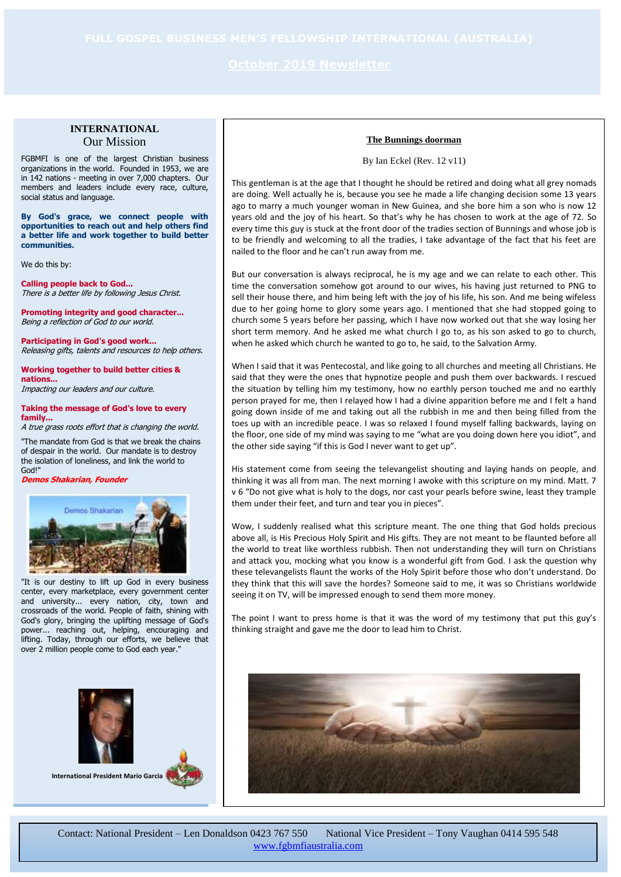# FULL GOSPEL BUSINESS MEN'S FELLOWSHIP INTERNATIONAL (AUSTRALIA)

## October 2019 Newsletter

### INTERNATIONAL
### Our Mission

FGBMFI is one of the largest Christian business organizations in the world. Founded in 1953, we are in 142 nations - meeting in over 7,000 chapters. Our members and leaders include every race, culture, social status and language.

**By God's grace, we connect people with opportunities to reach out and help others find a better life and work together to build better communities.**

We do this by:

**Calling people back to God...**
*There is a better life by following Jesus Christ.*

**Promoting integrity and good character...**
*Being a reflection of God to our world.*

**Participating in God's good work...**
*Releasing gifts, talents and resources to help others.*

**Working together to build better cities & nations...**
*Impacting our leaders and our culture.*

**Taking the message of God's love to every family...**
*A true grass roots effort that is changing the world.*

"The mandate from God is that we break the chains of despair in the world. Our mandate is to destroy the isolation of loneliness, and link the world to God!"
***Demos Shakarian, Founder***

"It is our destiny to lift up God in every business center, every marketplace, every government center and university... every nation, city, town and crossroads of the world. People of faith, shining with God's glory, bringing the uplifting message of God's power... reaching out, helping, encouraging and lifting. Today, through our efforts, we believe that over 2 million people come to God each year."

**International President Mario Garcia**

### The Bunnings doorman

By Ian Eckel (Rev. 12 v11)

This gentleman is at the age that I thought he should be retired and doing what all grey nomads are doing. Well actually he is, because you see he made a life changing decision some 13 years ago to marry a much younger woman in New Guinea, and she bore him a son who is now 12 years old and the joy of his heart. So that's why he has chosen to work at the age of 72. So every time this guy is stuck at the front door of the tradies section of Bunnings and whose job is to be friendly and welcoming to all the tradies, I take advantage of the fact that his feet are nailed to the floor and he can't run away from me.

But our conversation is always reciprocal, he is my age and we can relate to each other. This time the conversation somehow got around to our wives, his having just returned to PNG to sell their house there, and him being left with the joy of his life, his son. And me being wifeless due to her going home to glory some years ago. I mentioned that she had stopped going to church some 5 years before her passing, which I have now worked out that she way losing her short term memory. And he asked me what church I go to, as his son asked to go to church, when he asked which church he wanted to go to, he said, to the Salvation Army.

When I said that it was Pentecostal, and like going to all churches and meeting all Christians. He said that they were the ones that hypnotize people and push them over backwards. I rescued the situation by telling him my testimony, how no earthly person touched me and no earthly person prayed for me, then I relayed how I had a divine apparition before me and I felt a hand going down inside of me and taking out all the rubbish in me and then being filled from the toes up with an incredible peace. I was so relaxed I found myself falling backwards, laying on the floor, one side of my mind was saying to me "what are you doing down here you idiot", and the other side saying "if this is God I never want to get up".

His statement come from seeing the televangelist shouting and laying hands on people, and thinking it was all from man. The next morning I awoke with this scripture on my mind. Matt. 7 v 6 "Do not give what is holy to the dogs, nor cast your pearls before swine, least they trample them under their feet, and turn and tear you in pieces".

Wow, I suddenly realised what this scripture meant. The one thing that God holds precious above all, is His Precious Holy Spirit and His gifts. They are not meant to be flaunted before all the world to treat like worthless rubbish. Then not understanding they will turn on Christians and attack you, mocking what you know is a wonderful gift from God. I ask the question why these televangelists flaunt the works of the Holy Spirit before those who don't understand. Do they think that this will save the hordes? Someone said to me, it was so Christians worldwide seeing it on TV, will be impressed enough to send them more money.

The point I want to press home is that it was the word of my testimony that put this guy's thinking straight and gave me the door to lead him to Christ.

Contact: National President – Len Donaldson 0423 767 550 National Vice President – Tony Vaughan 0414 595 548
www.fgbmfiaustralia.com